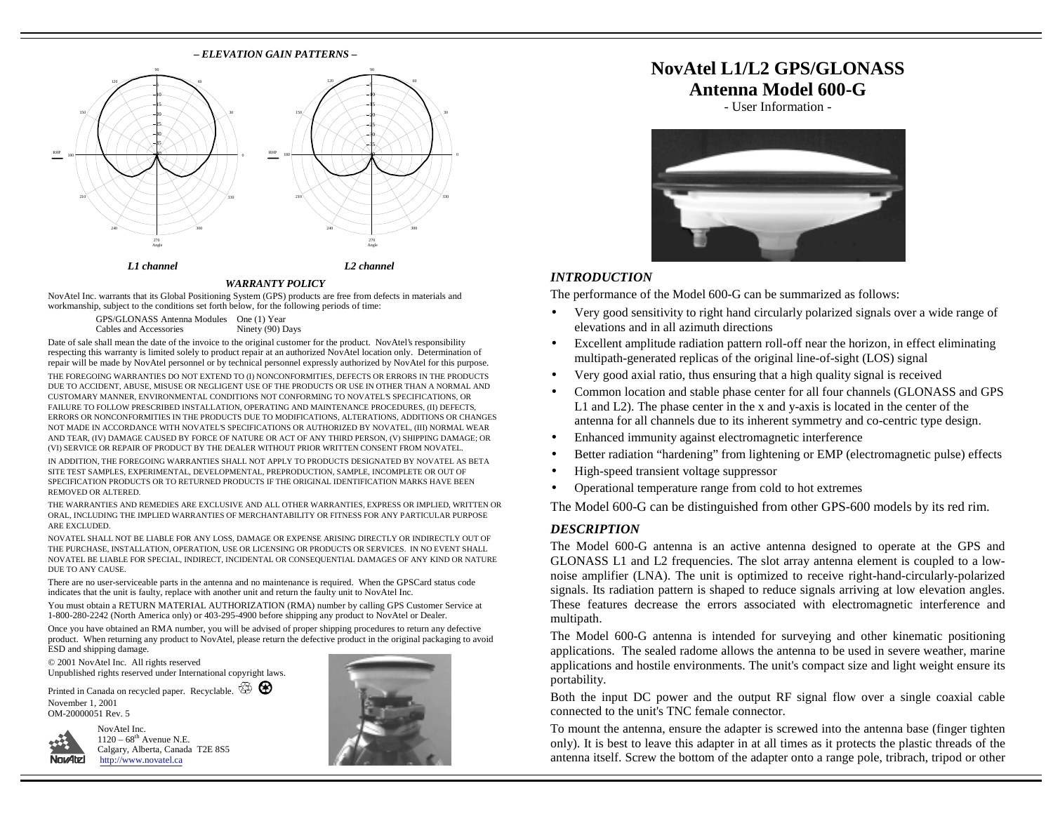*– ELEVATION GAIN PATTERNS –*

*L1 channel*

*L2 channel*

### *WARRANTY POLICY*

NovAtel Inc. warrants that its Global Positioning System (GPS) products are free from defects in materials and workmanship, subject to the conditions set forth below, for the following periods of time:

| | |
|---|---|
| GPS/GLONASS Antenna Modules | One (1) Year |
| Cables and Accessories | Ninety (90) Days |

Date of sale shall mean the date of the invoice to the original customer for the product. NovAtel's responsibility respecting this warranty is limited solely to product repair at an authorized NovAtel location only. Determination of repair will be made by NovAtel personnel or by technical personnel expressly authorized by NovAtel for this purpose.

THE FOREGOING WARRANTIES DO NOT EXTEND TO (I) NONCONFORMITIES, DEFECTS OR ERRORS IN THE PRODUCTS DUE TO ACCIDENT, ABUSE, MISUSE OR NEGLIGENT USE OF THE PRODUCTS OR USE IN OTHER THAN A NORMAL AND CUSTOMARY MANNER, ENVIRONMENTAL CONDITIONS NOT CONFORMING TO NOVATEL'S SPECIFICATIONS, OR FAILURE TO FOLLOW PRESCRIBED INSTALLATION, OPERATING AND MAINTENANCE PROCEDURES, (II) DEFECTS, ERRORS OR NONCONFORMITIES IN THE PRODUCTS DUE TO MODIFICATIONS, ALTERATIONS, ADDITIONS OR CHANGES NOT MADE IN ACCORDANCE WITH NOVATEL'S SPECIFICATIONS OR AUTHORIZED BY NOVATEL, (III) NORMAL WEAR AND TEAR, (IV) DAMAGE CAUSED BY FORCE OF NATURE OR ACT OF ANY THIRD PERSON, (V) SHIPPING DAMAGE; OR (VI) SERVICE OR REPAIR OF PRODUCT BY THE DEALER WITHOUT PRIOR WRITTEN CONSENT FROM NOVATEL.

IN ADDITION, THE FOREGOING WARRANTIES SHALL NOT APPLY TO PRODUCTS DESIGNATED BY NOVATEL AS BETA SITE TEST SAMPLES, EXPERIMENTAL, DEVELOPMENTAL, PREPRODUCTION, SAMPLE, INCOMPLETE OR OUT OF SPECIFICATION PRODUCTS OR TO RETURNED PRODUCTS IF THE ORIGINAL IDENTIFICATION MARKS HAVE BEEN REMOVED OR ALTERED.

THE WARRANTIES AND REMEDIES ARE EXCLUSIVE AND ALL OTHER WARRANTIES, EXPRESS OR IMPLIED, WRITTEN OR ORAL, INCLUDING THE IMPLIED WARRANTIES OF MERCHANTABILITY OR FITNESS FOR ANY PARTICULAR PURPOSE ARE EXCLUDED.

NOVATEL SHALL NOT BE LIABLE FOR ANY LOSS, DAMAGE OR EXPENSE ARISING DIRECTLY OR INDIRECTLY OUT OF THE PURCHASE, INSTALLATION, OPERATION, USE OR LICENSING OR PRODUCTS OR SERVICES. IN NO EVENT SHALL NOVATEL BE LIABLE FOR SPECIAL, INDIRECT, INCIDENTAL OR CONSEQUENTIAL DAMAGES OF ANY KIND OR NATURE DUE TO ANY CAUSE.

There are no user-serviceable parts in the antenna and no maintenance is required. When the GPSCard status code indicates that the unit is faulty, replace with another unit and return the faulty unit to NovAtel Inc.

You must obtain a RETURN MATERIAL AUTHORIZATION (RMA) number by calling GPS Customer Service at 1-800-280-2242 (North America only) or 403-295-4900 before shipping any product to NovAtel or Dealer.

Once you have obtained an RMA number, you will be advised of proper shipping procedures to return any defective product. When returning any product to NovAtel, please return the defective product in the original packaging to avoid ESD and shipping damage.

© 2001 NovAtel Inc. All rights reserved
Unpublished rights reserved under International copyright laws.

Printed in Canada on recycled paper. Recyclable.

November 1, 2001
OM-20000051 Rev. 5

NovAtel Inc.
1120 – 68th Avenue N.E.
Calgary, Alberta, Canada T2E 8S5
http://www.novatel.ca

# NovAtel L1/L2 GPS/GLONASS Antenna Model 600-G

- User Information -

## *INTRODUCTION*

The performance of the Model 600-G can be summarized as follows:

- Very good sensitivity to right hand circularly polarized signals over a wide range of elevations and in all azimuth directions
- Excellent amplitude radiation pattern roll-off near the horizon, in effect eliminating multipath-generated replicas of the original line-of-sight (LOS) signal
- Very good axial ratio, thus ensuring that a high quality signal is received
- Common location and stable phase center for all four channels (GLONASS and GPS L1 and L2). The phase center in the x and y-axis is located in the center of the antenna for all channels due to its inherent symmetry and co-centric type design.
- Enhanced immunity against electromagnetic interference
- Better radiation "hardening" from lightening or EMP (electromagnetic pulse) effects
- High-speed transient voltage suppressor
- Operational temperature range from cold to hot extremes

The Model 600-G can be distinguished from other GPS-600 models by its red rim.

## *DESCRIPTION*

The Model 600-G antenna is an active antenna designed to operate at the GPS and GLONASS L1 and L2 frequencies. The slot array antenna element is coupled to a low-noise amplifier (LNA). The unit is optimized to receive right-hand-circularly-polarized signals. Its radiation pattern is shaped to reduce signals arriving at low elevation angles. These features decrease the errors associated with electromagnetic interference and multipath.

The Model 600-G antenna is intended for surveying and other kinematic positioning applications. The sealed radome allows the antenna to be used in severe weather, marine applications and hostile environments. The unit's compact size and light weight ensure its portability.

Both the input DC power and the output RF signal flow over a single coaxial cable connected to the unit's TNC female connector.

To mount the antenna, ensure the adapter is screwed into the antenna base (finger tighten only). It is best to leave this adapter in at all times as it protects the plastic threads of the antenna itself. Screw the bottom of the adapter onto a range pole, tribrach, tripod or other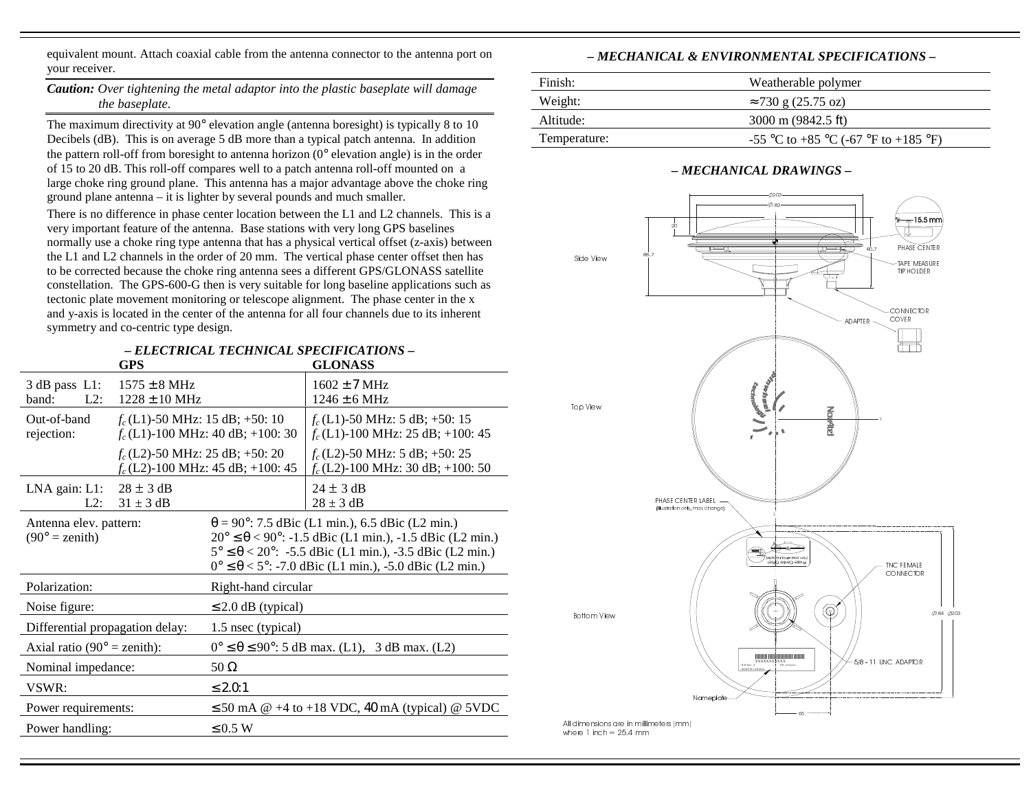equivalent mount. Attach coaxial cable from the antenna connector to the antenna port on your receiver.

***Caution:*** *Over tightening the metal adaptor into the plastic baseplate will damage the baseplate.*

The maximum directivity at 90° elevation angle (antenna boresight) is typically 8 to 10 Decibels (dB). This is on average 5 dB more than a typical patch antenna. In addition the pattern roll-off from boresight to antenna horizon (0° elevation angle) is in the order of 15 to 20 dB. This roll-off compares well to a patch antenna roll-off mounted on a large choke ring ground plane. This antenna has a major advantage above the choke ring ground plane antenna – it is lighter by several pounds and much smaller.

There is no difference in phase center location between the L1 and L2 channels. This is a very important feature of the antenna. Base stations with very long GPS baselines normally use a choke ring type antenna that has a physical vertical offset (z-axis) between the L1 and L2 channels in the order of 20 mm. The vertical phase center offset then has to be corrected because the choke ring antenna sees a different GPS/GLONASS satellite constellation. The GPS-600-G then is very suitable for long baseline applications such as tectonic plate movement monitoring or telescope alignment. The phase center in the x and y-axis is located in the center of the antenna for all four channels due to its inherent symmetry and co-centric type design.

### – ELECTRICAL TECHNICAL SPECIFICATIONS –

| | GPS | GLONASS |
|---|---|---|
| 3 dB pass band: L1: | 1575 ± 8 MHz | 1602 ± 7 MHz |
| L2: | 1228 ± 10 MHz | 1246 ± 6 MHz |
| Out-of-band rejection: | $f_c$ (L1)-50 MHz: 15 dB; +50: 10 | $f_c$ (L1)-50 MHz: 5 dB; +50: 15 |
| | $f_c$ (L1)-100 MHz: 40 dB; +100: 30 | $f_c$ (L1)-100 MHz: 25 dB; +100: 45 |
| | $f_c$ (L2)-50 MHz: 25 dB; +50: 20 | $f_c$ (L2)-50 MHz: 5 dB; +50: 25 |
| | $f_c$ (L2)-100 MHz: 45 dB; +100: 45 | $f_c$ (L2)-100 MHz: 30 dB; +100: 50 |
| LNA gain: L1: | 28 ± 3 dB | 24 ± 3 dB |
| L2: | 31 ± 3 dB | 28 ± 3 dB |

| | |
|---|---|
| Antenna elev. pattern: (90° = zenith) | θ = 90°: 7.5 dBic (L1 min.), 6.5 dBic (L2 min.)<br>20° ≤ θ < 90°: -1.5 dBic (L1 min.), -1.5 dBic (L2 min.)<br>5° ≤ θ < 20°: -5.5 dBic (L1 min.), -3.5 dBic (L2 min.)<br>0° ≤ θ < 5°: -7.0 dBic (L1 min.), -5.0 dBic (L2 min.) |
| Polarization: | Right-hand circular |
| Noise figure: | ≤ 2.0 dB (typical) |
| Differential propagation delay: | 1.5 nsec (typical) |
| Axial ratio (90° = zenith): | 0° ≤ θ ≤ 90°: 5 dB max. (L1), 3 dB max. (L2) |
| Nominal impedance: | 50 Ω |
| VSWR: | ≤ 2.0:1 |
| Power requirements: | ≤ 50 mA @ +4 to +18 VDC, 40 mA (typical) @ 5VDC |
| Power handling: | ≤ 0.5 W |

### – MECHANICAL & ENVIRONMENTAL SPECIFICATIONS –

| | |
|---|---|
| Finish: | Weatherable polymer |
| Weight: | ≈730 g (25.75 oz) |
| Altitude: | 3000 m (9842.5 ft) |
| Temperature: | -55 °C to +85 °C (-67 °F to +185 °F) |

### – MECHANICAL DRAWINGS –

Side View

Ø203
Ø182
20
88.7
80.7
15.5 mm
PHASE CENTER
TAPE MEASURE TIP HOLDER
CONNECTOR COVER
ADAPTER

Top View

PHASE CENTER LABEL (illustration only, may change)

Bottom View

TNC FEMALE CONNECTOR
Ø184 Ø203
5/8 - 11 UNC ADAPTOR
Nameplate
65

All dimensions are in millimeters [mm] where 1 inch = 25.4 mm